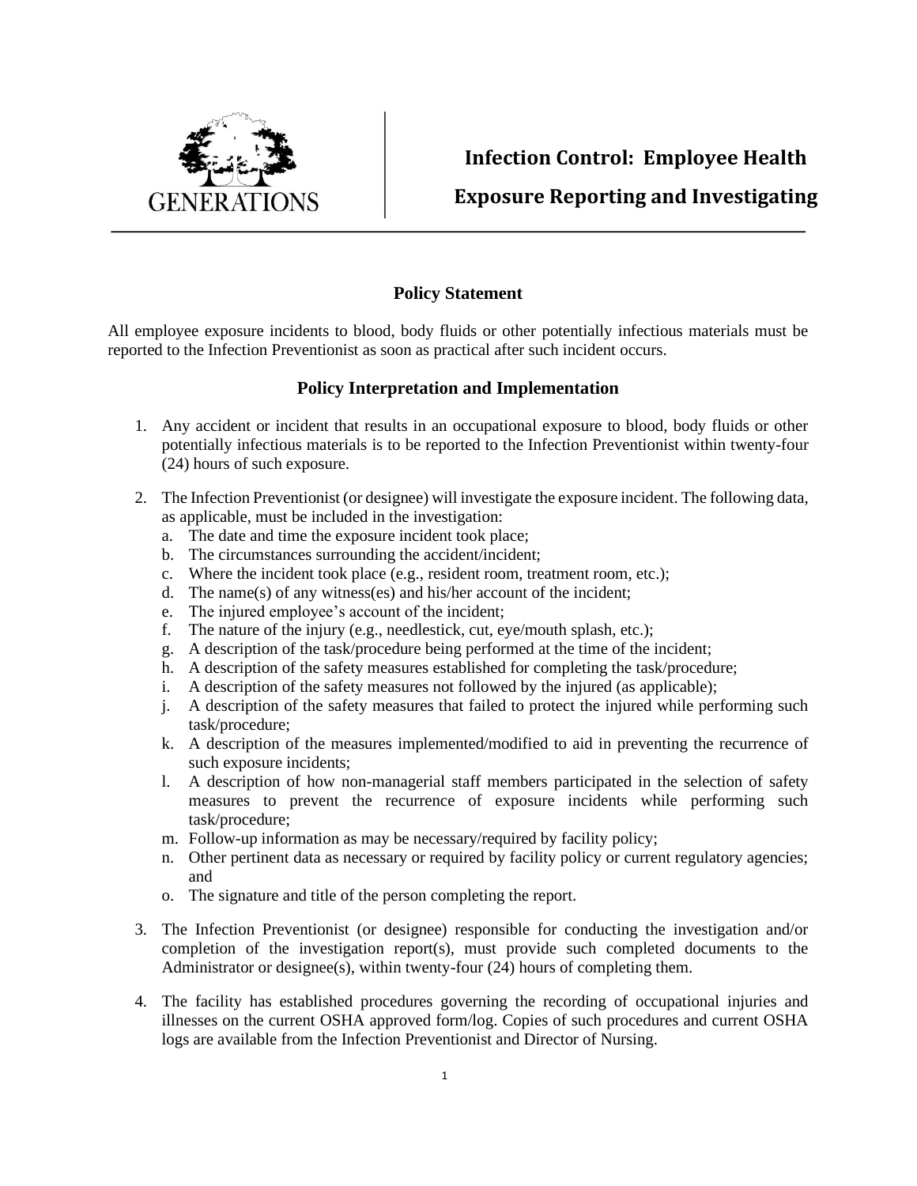GENERATIONS

# Infection Control: Employee Health

# Exposure Reporting and Investigating

## Policy Statement

All employee exposure incidents to blood, body fluids or other potentially infectious materials must be reported to the Infection Preventionist as soon as practical after such incident occurs.

## Policy Interpretation and Implementation

1. Any accident or incident that results in an occupational exposure to blood, body fluids or other potentially infectious materials is to be reported to the Infection Preventionist within twenty-four (24) hours of such exposure.

2. The Infection Preventionist (or designee) will investigate the exposure incident. The following data, as applicable, must be included in the investigation:
   a. The date and time the exposure incident took place;
   b. The circumstances surrounding the accident/incident;
   c. Where the incident took place (e.g., resident room, treatment room, etc.);
   d. The name(s) of any witness(es) and his/her account of the incident;
   e. The injured employee's account of the incident;
   f. The nature of the injury (e.g., needlestick, cut, eye/mouth splash, etc.);
   g. A description of the task/procedure being performed at the time of the incident;
   h. A description of the safety measures established for completing the task/procedure;
   i. A description of the safety measures not followed by the injured (as applicable);
   j. A description of the safety measures that failed to protect the injured while performing such task/procedure;
   k. A description of the measures implemented/modified to aid in preventing the recurrence of such exposure incidents;
   l. A description of how non-managerial staff members participated in the selection of safety measures to prevent the recurrence of exposure incidents while performing such task/procedure;
   m. Follow-up information as may be necessary/required by facility policy;
   n. Other pertinent data as necessary or required by facility policy or current regulatory agencies; and
   o. The signature and title of the person completing the report.

3. The Infection Preventionist (or designee) responsible for conducting the investigation and/or completion of the investigation report(s), must provide such completed documents to the Administrator or designee(s), within twenty-four (24) hours of completing them.

4. The facility has established procedures governing the recording of occupational injuries and illnesses on the current OSHA approved form/log. Copies of such procedures and current OSHA logs are available from the Infection Preventionist and Director of Nursing.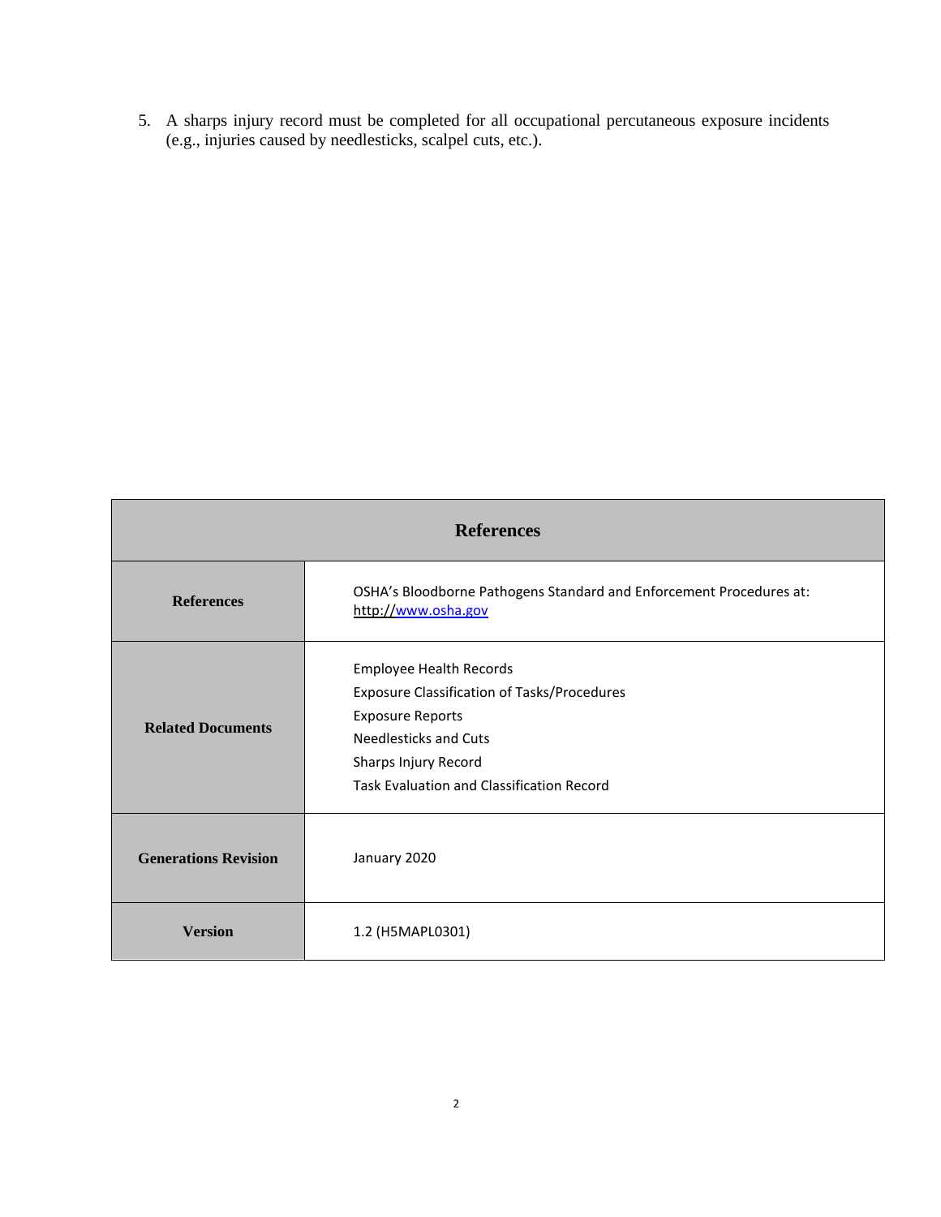5. A sharps injury record must be completed for all occupational percutaneous exposure incidents (e.g., injuries caused by needlesticks, scalpel cuts, etc.).

| References | |
|---|---|
| **References** | OSHA's Bloodborne Pathogens Standard and Enforcement Procedures at: http://www.osha.gov |
| **Related Documents** | Employee Health Records<br>Exposure Classification of Tasks/Procedures<br>Exposure Reports<br>Needlesticks and Cuts<br>Sharps Injury Record<br>Task Evaluation and Classification Record |
| **Generations Revision** | January 2020 |
| **Version** | 1.2 (H5MAPL0301) |